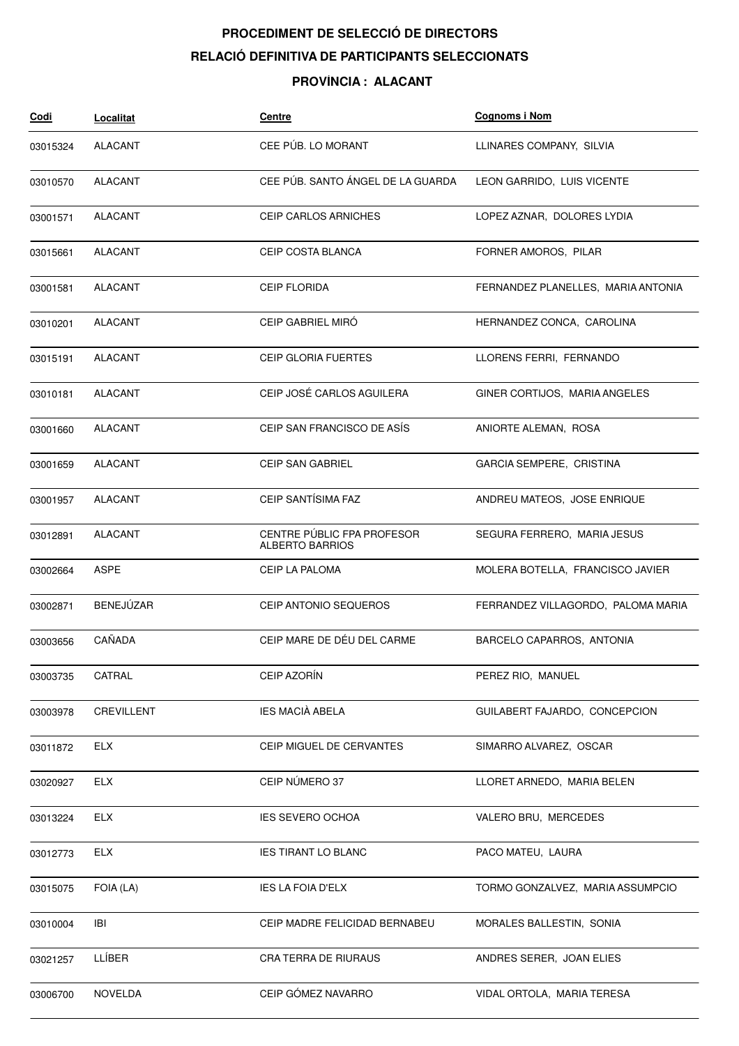# PROCEDIMENT DE SELECCIÓ DE DIRECTORS

## RELACIÓ DEFINITIVA DE PARTICIPANTS SELECCIONATS

### PROVÍNCIA : ALACANT

| Codi | Localitat | Centre | Cognoms i Nom |
|---|---|---|---|
| 03015324 | ALACANT | CEE PÚB. LO MORANT | LLINARES COMPANY, SILVIA |
| 03010570 | ALACANT | CEE PÚB. SANTO ÁNGEL DE LA GUARDA | LEON GARRIDO, LUIS VICENTE |
| 03001571 | ALACANT | CEIP CARLOS ARNICHES | LOPEZ AZNAR, DOLORES LYDIA |
| 03015661 | ALACANT | CEIP COSTA BLANCA | FORNER AMOROS, PILAR |
| 03001581 | ALACANT | CEIP FLORIDA | FERNANDEZ PLANELLES, MARIA ANTONIA |
| 03010201 | ALACANT | CEIP GABRIEL MIRÓ | HERNANDEZ CONCA, CAROLINA |
| 03015191 | ALACANT | CEIP GLORIA FUERTES | LLORENS FERRI, FERNANDO |
| 03010181 | ALACANT | CEIP JOSÉ CARLOS AGUILERA | GINER CORTIJOS, MARIA ANGELES |
| 03001660 | ALACANT | CEIP SAN FRANCISCO DE ASÍS | ANIORTE ALEMAN, ROSA |
| 03001659 | ALACANT | CEIP SAN GABRIEL | GARCIA SEMPERE, CRISTINA |
| 03001957 | ALACANT | CEIP SANTÍSIMA FAZ | ANDREU MATEOS, JOSE ENRIQUE |
| 03012891 | ALACANT | CENTRE PÚBLIC FPA PROFESOR ALBERTO BARRIOS | SEGURA FERRERO, MARIA JESUS |
| 03002664 | ASPE | CEIP LA PALOMA | MOLERA BOTELLA, FRANCISCO JAVIER |
| 03002871 | BENEJÚZAR | CEIP ANTONIO SEQUEROS | FERRANDEZ VILLAGORDO, PALOMA MARIA |
| 03003656 | CAÑADA | CEIP MARE DE DÉU DEL CARME | BARCELO CAPARROS, ANTONIA |
| 03003735 | CATRAL | CEIP AZORÍN | PEREZ RIO, MANUEL |
| 03003978 | CREVILLENT | IES MACIÀ ABELA | GUILABERT FAJARDO, CONCEPCION |
| 03011872 | ELX | CEIP MIGUEL DE CERVANTES | SIMARRO ALVAREZ, OSCAR |
| 03020927 | ELX | CEIP NÚMERO 37 | LLORET ARNEDO, MARIA BELEN |
| 03013224 | ELX | IES SEVERO OCHOA | VALERO BRU, MERCEDES |
| 03012773 | ELX | IES TIRANT LO BLANC | PACO MATEU, LAURA |
| 03015075 | FOIA (LA) | IES LA FOIA D'ELX | TORMO GONZALVEZ, MARIA ASSUMPCIO |
| 03010004 | IBI | CEIP MADRE FELICIDAD BERNABEU | MORALES BALLESTIN, SONIA |
| 03021257 | LLÍBER | CRA TERRA DE RIURAUS | ANDRES SERER, JOAN ELIES |
| 03006700 | NOVELDA | CEIP GÓMEZ NAVARRO | VIDAL ORTOLA, MARIA TERESA |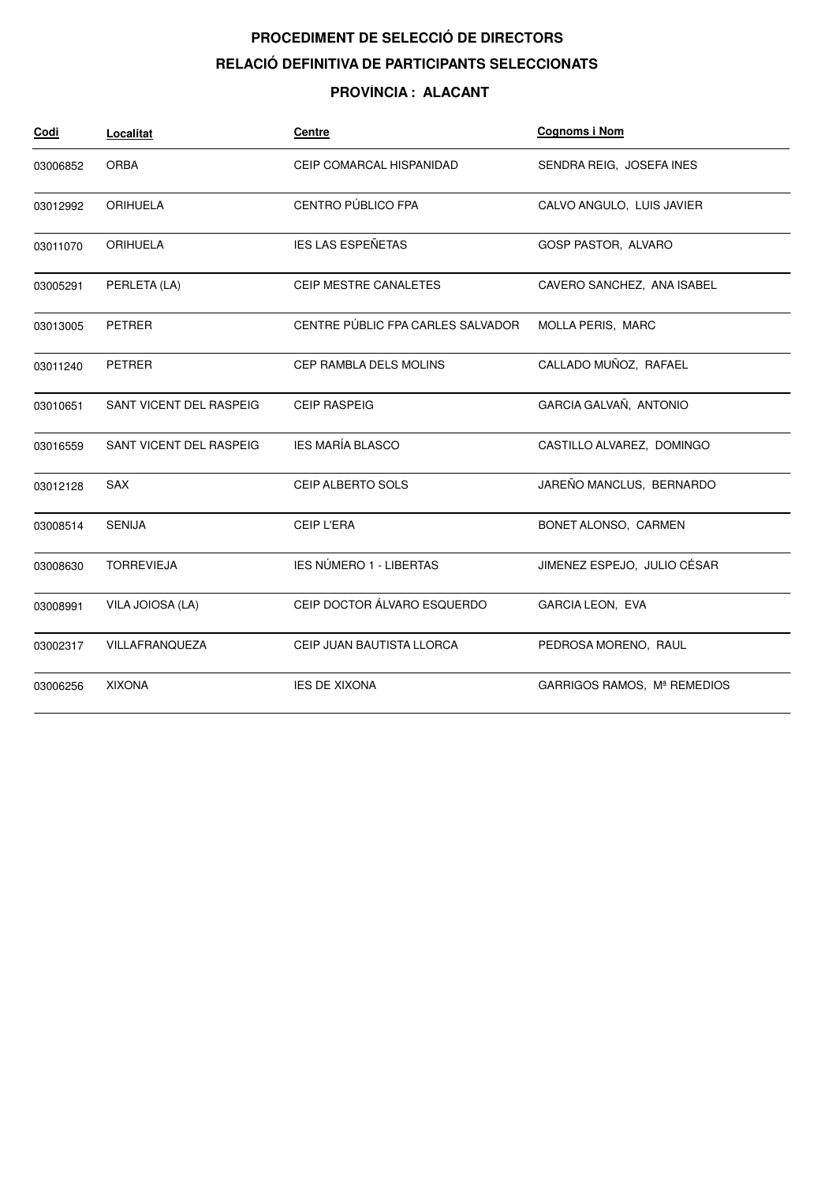# PROCEDIMENT DE SELECCIÓ DE DIRECTORS

## RELACIÓ DEFINITIVA DE PARTICIPANTS SELECCIONATS

### PROVÍNCIA : ALACANT

| Codi | Localitat | Centre | Cognoms i Nom |
|---|---|---|---|
| 03006852 | ORBA | CEIP COMARCAL HISPANIDAD | SENDRA REIG, JOSEFA INES |
| 03012992 | ORIHUELA | CENTRO PÚBLICO FPA | CALVO ANGULO, LUIS JAVIER |
| 03011070 | ORIHUELA | IES LAS ESPEÑETAS | GOSP PASTOR, ALVARO |
| 03005291 | PERLETA (LA) | CEIP MESTRE CANALETES | CAVERO SANCHEZ, ANA ISABEL |
| 03013005 | PETRER | CENTRE PÚBLIC FPA CARLES SALVADOR | MOLLA PERIS, MARC |
| 03011240 | PETRER | CEP RAMBLA DELS MOLINS | CALLADO MUÑOZ, RAFAEL |
| 03010651 | SANT VICENT DEL RASPEIG | CEIP RASPEIG | GARCIA GALVAÑ, ANTONIO |
| 03016559 | SANT VICENT DEL RASPEIG | IES MARÍA BLASCO | CASTILLO ALVAREZ, DOMINGO |
| 03012128 | SAX | CEIP ALBERTO SOLS | JAREÑO MANCLUS, BERNARDO |
| 03008514 | SENIJA | CEIP L'ERA | BONET ALONSO, CARMEN |
| 03008630 | TORREVIEJA | IES NÚMERO 1 - LIBERTAS | JIMENEZ ESPEJO, JULIO CÉSAR |
| 03008991 | VILA JOIOSA (LA) | CEIP DOCTOR ÁLVARO ESQUERDO | GARCIA LEON, EVA |
| 03002317 | VILLAFRANQUEZA | CEIP JUAN BAUTISTA LLORCA | PEDROSA MORENO, RAUL |
| 03006256 | XIXONA | IES DE XIXONA | GARRIGOS RAMOS, Mª REMEDIOS |